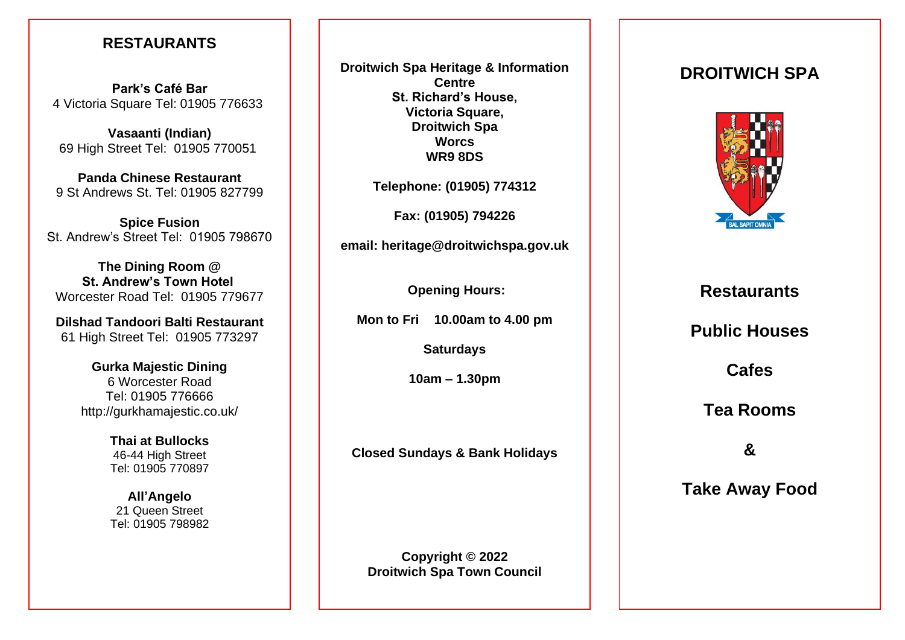## RESTAURANTS

**Park's Café Bar**
4 Victoria Square Tel: 01905 776633

**Vasaanti (Indian)**
69 High Street Tel: 01905 770051

**Panda Chinese Restaurant**
9 St Andrews St. Tel: 01905 827799

**Spice Fusion**
St. Andrew's Street Tel: 01905 798670

**The Dining Room @ St. Andrew's Town Hotel**
Worcester Road Tel: 01905 779677

**Dilshad Tandoori Balti Restaurant**
61 High Street Tel: 01905 773297

**Gurka Majestic Dining**
6 Worcester Road
Tel: 01905 776666
http://gurkhamajestic.co.uk/

**Thai at Bullocks**
46-44 High Street
Tel: 01905 770897

**All'Angelo**
21 Queen Street
Tel: 01905 798982

**Droitwich Spa Heritage & Information Centre**
**St. Richard's House,**
**Victoria Square,**
**Droitwich Spa**
**Worcs**
**WR9 8DS**

**Telephone: (01905) 774312**

**Fax: (01905) 794226**

**email: heritage@droitwichspa.gov.uk**

**Opening Hours:**

**Mon to Fri 10.00am to 4.00 pm**

**Saturdays**

**10am – 1.30pm**

**Closed Sundays & Bank Holidays**

**Copyright © 2022**
**Droitwich Spa Town Council**

# DROITWICH SPA

SAL SAPIT OMNIA

## Restaurants

## Public Houses

## Cafes

## Tea Rooms

## &

## Take Away Food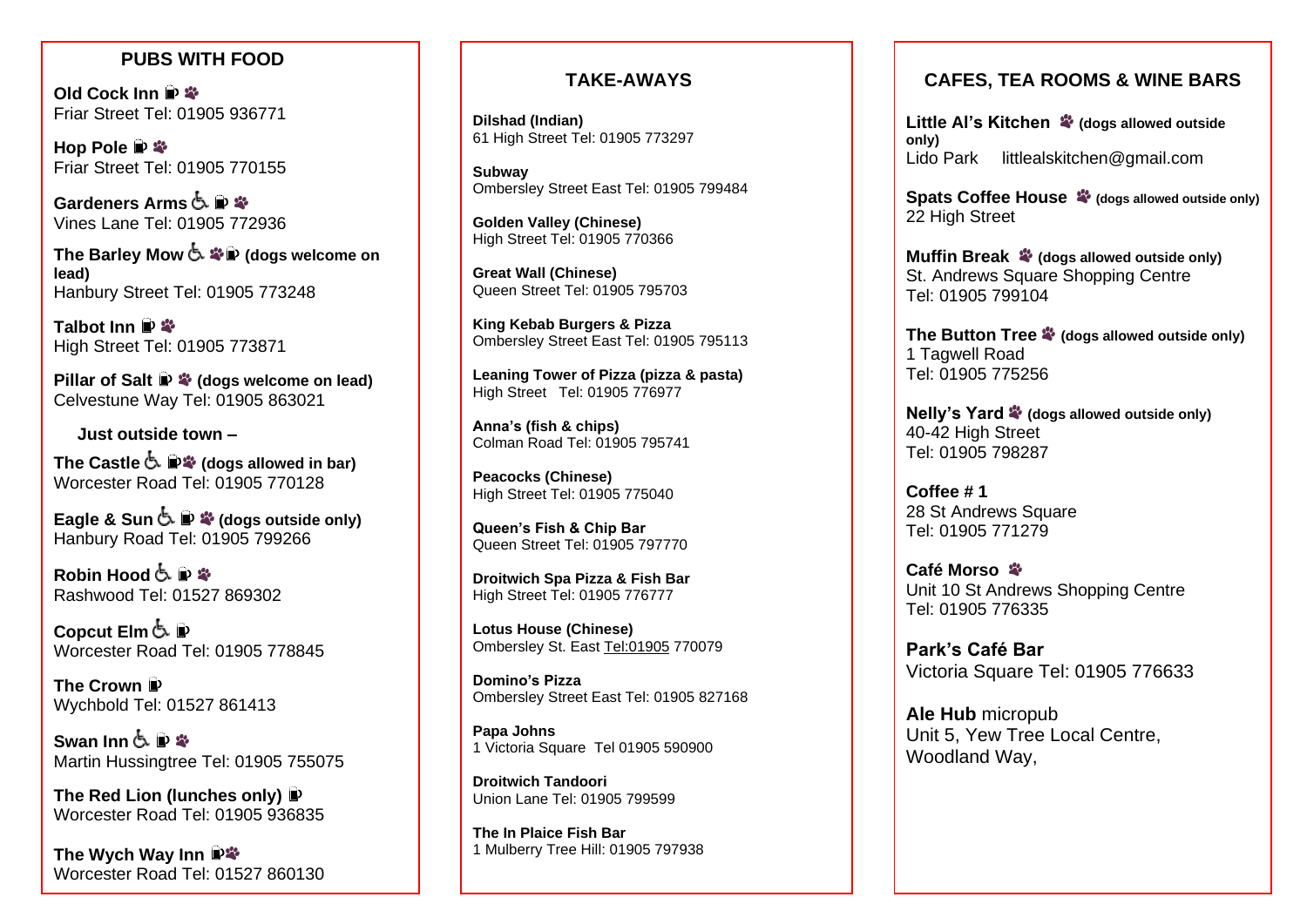## PUBS WITH FOOD

**Old Cock Inn**
Friar Street Tel: 01905 936771

**Hop Pole**
Friar Street Tel: 01905 770155

**Gardeners Arms**
Vines Lane Tel: 01905 772936

**The Barley Mow (dogs welcome on lead)**
Hanbury Street Tel: 01905 773248

**Talbot Inn**
High Street Tel: 01905 773871

**Pillar of Salt (dogs welcome on lead)**
Celvestune Way Tel: 01905 863021

**Just outside town –**

**The Castle (dogs allowed in bar)**
Worcester Road Tel: 01905 770128

**Eagle & Sun (dogs outside only)**
Hanbury Road Tel: 01905 799266

**Robin Hood**
Rashwood Tel: 01527 869302

**Copcut Elm**
Worcester Road Tel: 01905 778845

**The Crown**
Wychbold Tel: 01527 861413

**Swan Inn**
Martin Hussingtree Tel: 01905 755075

**The Red Lion (lunches only)**
Worcester Road Tel: 01905 936835

**The Wych Way Inn**
Worcester Road Tel: 01527 860130

## TAKE-AWAYS

**Dilshad (Indian)**
61 High Street Tel: 01905 773297

**Subway**
Ombersley Street East Tel: 01905 799484

**Golden Valley (Chinese)**
High Street Tel: 01905 770366

**Great Wall (Chinese)**
Queen Street Tel: 01905 795703

**King Kebab Burgers & Pizza**
Ombersley Street East Tel: 01905 795113

**Leaning Tower of Pizza (pizza & pasta)**
High Street Tel: 01905 776977

**Anna's (fish & chips)**
Colman Road Tel: 01905 795741

**Peacocks (Chinese)**
High Street Tel: 01905 775040

**Queen's Fish & Chip Bar**
Queen Street Tel: 01905 797770

**Droitwich Spa Pizza & Fish Bar**
High Street Tel: 01905 776777

**Lotus House (Chinese)**
Ombersley St. East Tel:01905 770079

**Domino's Pizza**
Ombersley Street East Tel: 01905 827168

**Papa Johns**
1 Victoria Square Tel 01905 590900

**Droitwich Tandoori**
Union Lane Tel: 01905 799599

**The In Plaice Fish Bar**
1 Mulberry Tree Hill: 01905 797938

## CAFES, TEA ROOMS & WINE BARS

**Little Al's Kitchen (dogs allowed outside only)**
Lido Park littlealskitchen@gmail.com

**Spats Coffee House (dogs allowed outside only)**
22 High Street

**Muffin Break (dogs allowed outside only)**
St. Andrews Square Shopping Centre
Tel: 01905 799104

**The Button Tree (dogs allowed outside only)**
1 Tagwell Road
Tel: 01905 775256

**Nelly's Yard (dogs allowed outside only)**
40-42 High Street
Tel: 01905 798287

**Coffee # 1**
28 St Andrews Square
Tel: 01905 771279

**Café Morso**
Unit 10 St Andrews Shopping Centre
Tel: 01905 776335

**Park's Café Bar**
Victoria Square Tel: 01905 776633

**Ale Hub** micropub
Unit 5, Yew Tree Local Centre,
Woodland Way,